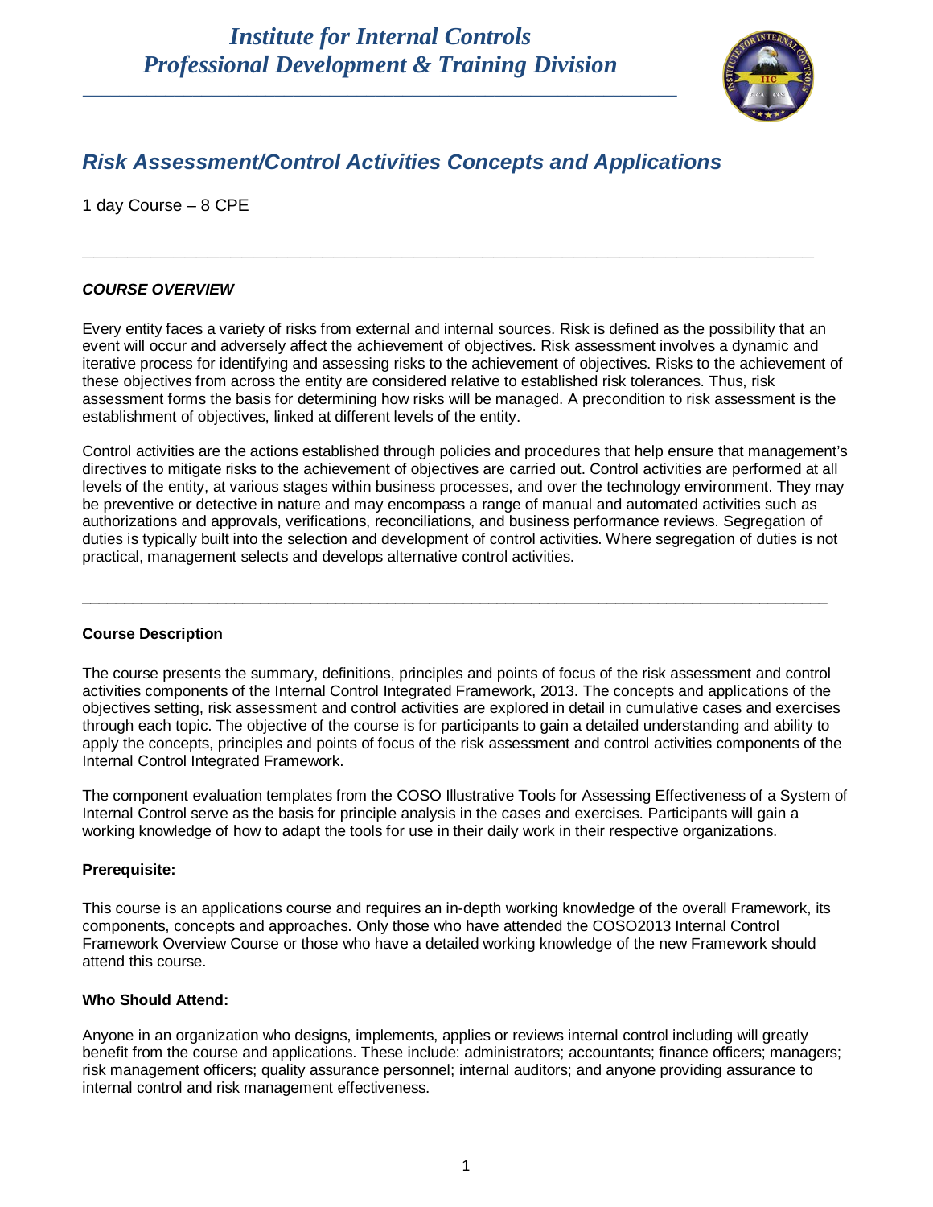# Institute for Internal Controls
## Professional Development & Training Division

## *Risk Assessment/Control Activities Concepts and Applications*

1 day Course – 8 CPE

---

### *COURSE OVERVIEW*

Every entity faces a variety of risks from external and internal sources. Risk is defined as the possibility that an event will occur and adversely affect the achievement of objectives. Risk assessment involves a dynamic and iterative process for identifying and assessing risks to the achievement of objectives. Risks to the achievement of these objectives from across the entity are considered relative to established risk tolerances. Thus, risk assessment forms the basis for determining how risks will be managed. A precondition to risk assessment is the establishment of objectives, linked at different levels of the entity.

Control activities are the actions established through policies and procedures that help ensure that management's directives to mitigate risks to the achievement of objectives are carried out. Control activities are performed at all levels of the entity, at various stages within business processes, and over the technology environment. They may be preventive or detective in nature and may encompass a range of manual and automated activities such as authorizations and approvals, verifications, reconciliations, and business performance reviews. Segregation of duties is typically built into the selection and development of control activities. Where segregation of duties is not practical, management selects and develops alternative control activities.

---

**Course Description**

The course presents the summary, definitions, principles and points of focus of the risk assessment and control activities components of the Internal Control Integrated Framework, 2013. The concepts and applications of the objectives setting, risk assessment and control activities are explored in detail in cumulative cases and exercises through each topic. The objective of the course is for participants to gain a detailed understanding and ability to apply the concepts, principles and points of focus of the risk assessment and control activities components of the Internal Control Integrated Framework.

The component evaluation templates from the COSO Illustrative Tools for Assessing Effectiveness of a System of Internal Control serve as the basis for principle analysis in the cases and exercises. Participants will gain a working knowledge of how to adapt the tools for use in their daily work in their respective organizations.

**Prerequisite:**

This course is an applications course and requires an in-depth working knowledge of the overall Framework, its components, concepts and approaches. Only those who have attended the COSO2013 Internal Control Framework Overview Course or those who have a detailed working knowledge of the new Framework should attend this course.

**Who Should Attend:**

Anyone in an organization who designs, implements, applies or reviews internal control including will greatly benefit from the course and applications. These include: administrators; accountants; finance officers; managers; risk management officers; quality assurance personnel; internal auditors; and anyone providing assurance to internal control and risk management effectiveness.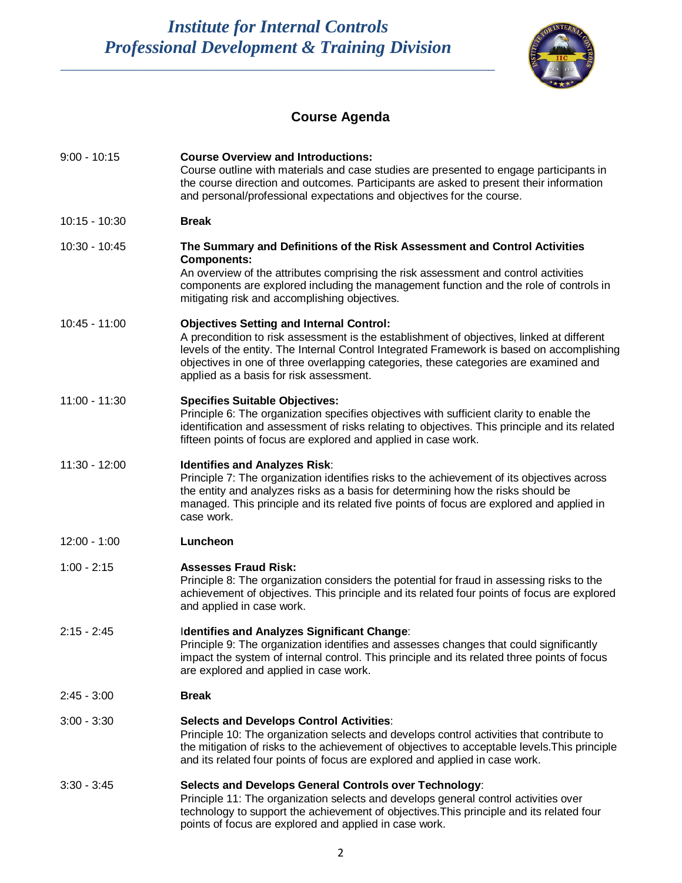# Institute for Internal Controls
## Professional Development & Training Division

### Course Agenda

| Time | Session |
|---|---|
| 9:00 - 10:15 | **Course Overview and Introductions:** Course outline with materials and case studies are presented to engage participants in the course direction and outcomes. Participants are asked to present their information and personal/professional expectations and objectives for the course. |
| 10:15 - 10:30 | **Break** |
| 10:30 - 10:45 | **The Summary and Definitions of the Risk Assessment and Control Activities Components:** An overview of the attributes comprising the risk assessment and control activities components are explored including the management function and the role of controls in mitigating risk and accomplishing objectives. |
| 10:45 - 11:00 | **Objectives Setting and Internal Control:** A precondition to risk assessment is the establishment of objectives, linked at different levels of the entity. The Internal Control Integrated Framework is based on accomplishing objectives in one of three overlapping categories, these categories are examined and applied as a basis for risk assessment. |
| 11:00 - 11:30 | **Specifies Suitable Objectives:** Principle 6: The organization specifies objectives with sufficient clarity to enable the identification and assessment of risks relating to objectives. This principle and its related fifteen points of focus are explored and applied in case work. |
| 11:30 - 12:00 | **Identifies and Analyzes Risk**: Principle 7: The organization identifies risks to the achievement of its objectives across the entity and analyzes risks as a basis for determining how the risks should be managed. This principle and its related five points of focus are explored and applied in case work. |
| 12:00 - 1:00 | **Luncheon** |
| 1:00 - 2:15 | **Assesses Fraud Risk:** Principle 8: The organization considers the potential for fraud in assessing risks to the achievement of objectives. This principle and its related four points of focus are explored and applied in case work. |
| 2:15 - 2:45 | **Identifies and Analyzes Significant Change**: Principle 9: The organization identifies and assesses changes that could significantly impact the system of internal control. This principle and its related three points of focus are explored and applied in case work. |
| 2:45 - 3:00 | **Break** |
| 3:00 - 3:30 | **Selects and Develops Control Activities**: Principle 10: The organization selects and develops control activities that contribute to the mitigation of risks to the achievement of objectives to acceptable levels.This principle and its related four points of focus are explored and applied in case work. |
| 3:30 - 3:45 | **Selects and Develops General Controls over Technology**: Principle 11: The organization selects and develops general control activities over technology to support the achievement of objectives.This principle and its related four points of focus are explored and applied in case work. |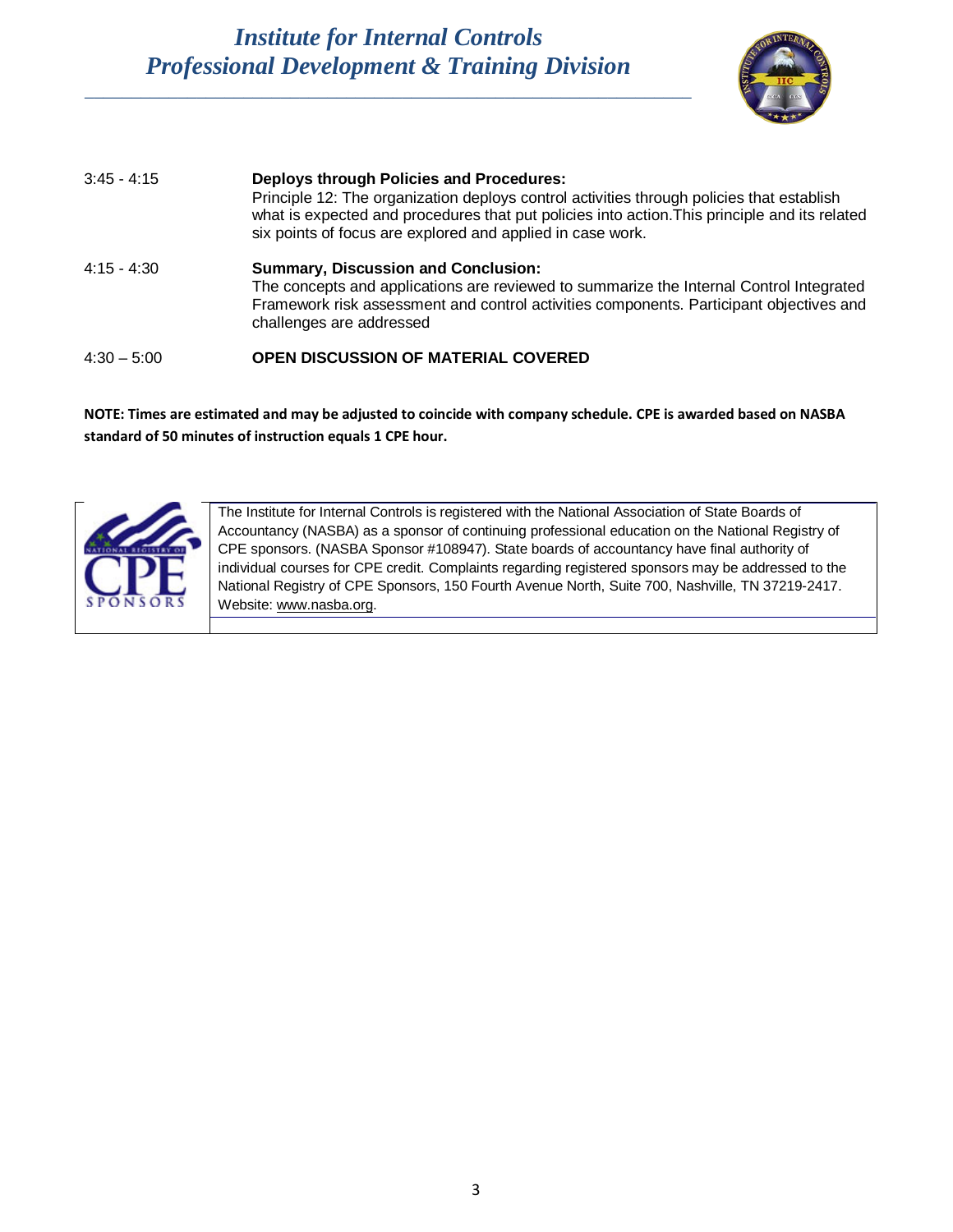| | |
|---|---|
| 3:45 - 4:15 | **Deploys through Policies and Procedures:** Principle 12: The organization deploys control activities through policies that establish what is expected and procedures that put policies into action.This principle and its related six points of focus are explored and applied in case work. |
| 4:15 - 4:30 | **Summary, Discussion and Conclusion:** The concepts and applications are reviewed to summarize the Internal Control Integrated Framework risk assessment and control activities components. Participant objectives and challenges are addressed |
| 4:30 – 5:00 | **OPEN DISCUSSION OF MATERIAL COVERED** |

**NOTE: Times are estimated and may be adjusted to coincide with company schedule. CPE is awarded based on NASBA standard of 50 minutes of instruction equals 1 CPE hour.**

The Institute for Internal Controls is registered with the National Association of State Boards of Accountancy (NASBA) as a sponsor of continuing professional education on the National Registry of CPE sponsors. (NASBA Sponsor #108947). State boards of accountancy have final authority of individual courses for CPE credit. Complaints regarding registered sponsors may be addressed to the National Registry of CPE Sponsors, 150 Fourth Avenue North, Suite 700, Nashville, TN 37219-2417. Website: www.nasba.org.